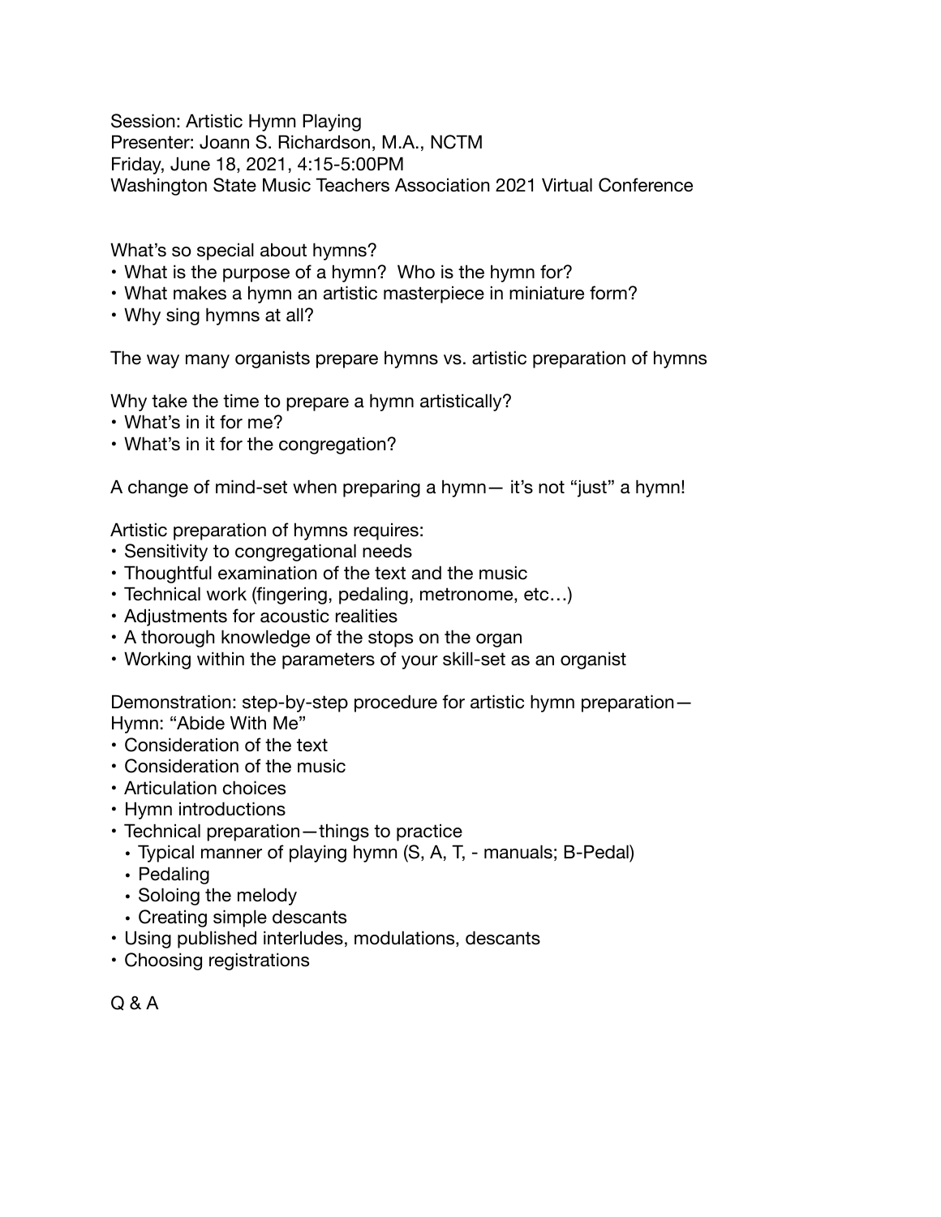Session: Artistic Hymn Playing
Presenter: Joann S. Richardson, M.A., NCTM
Friday, June 18, 2021, 4:15-5:00PM
Washington State Music Teachers Association 2021 Virtual Conference

What's so special about hymns?

- What is the purpose of a hymn? Who is the hymn for?
- What makes a hymn an artistic masterpiece in miniature form?
- Why sing hymns at all?

The way many organists prepare hymns vs. artistic preparation of hymns

Why take the time to prepare a hymn artistically?

- What's in it for me?
- What's in it for the congregation?

A change of mind-set when preparing a hymn— it's not "just" a hymn!

Artistic preparation of hymns requires:

- Sensitivity to congregational needs
- Thoughtful examination of the text and the music
- Technical work (fingering, pedaling, metronome, etc…)
- Adjustments for acoustic realities
- A thorough knowledge of the stops on the organ
- Working within the parameters of your skill-set as an organist

Demonstration: step-by-step procedure for artistic hymn preparation—
Hymn: "Abide With Me"

- Consideration of the text
- Consideration of the music
- Articulation choices
- Hymn introductions
- Technical preparation—things to practice
  - Typical manner of playing hymn (S, A, T, - manuals; B-Pedal)
  - Pedaling
  - Soloing the melody
  - Creating simple descants
- Using published interludes, modulations, descants
- Choosing registrations

Q & A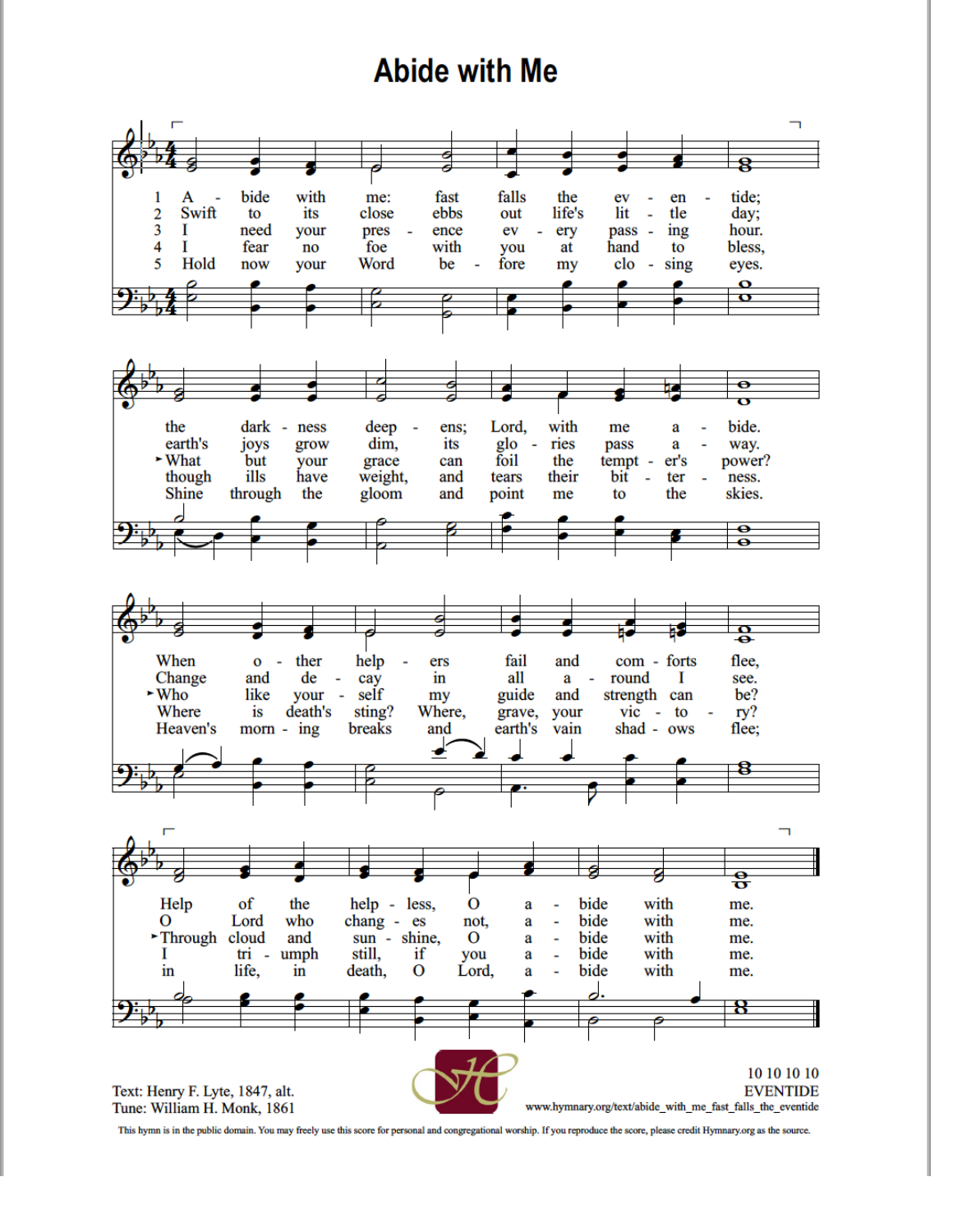# Abide with Me

1 Abide with me: fast falls the eventide;
the darkness deepens; Lord, with me abide.
When other helpers fail and comforts flee,
Help of the helpless, O abide with me.

2 Swift to its close ebbs out life's little day;
earth's joys grow dim, its glories pass away.
Change and decay in all around I see.
O Lord who changes not, abide with me.

3 I need your presence every passing hour.
What but your grace can foil the tempter's power?
Who like yourself my guide and strength can be?
Through cloud and sunshine, O abide with me.

4 I fear no foe with you at hand to bless,
though ills have weight, and tears their bitterness.
Where is death's sting? Where, grave, your victory?
I triumph still, if you abide with me.

5 Hold now your Word before my closing eyes.
Shine through the gloom and point me to the skies.
Heaven's morning breaks and earth's vain shadows flee;
in life, in death, O Lord, abide with me.

Text: Henry F. Lyte, 1847, alt.
Tune: William H. Monk, 1861

10 10 10 10
EVENTIDE
www.hymnary.org/text/abide_with_me_fast_falls_the_eventide

This hymn is in the public domain. You may freely use this score for personal and congregational worship. If you reproduce the score, please credit Hymnary.org as the source.